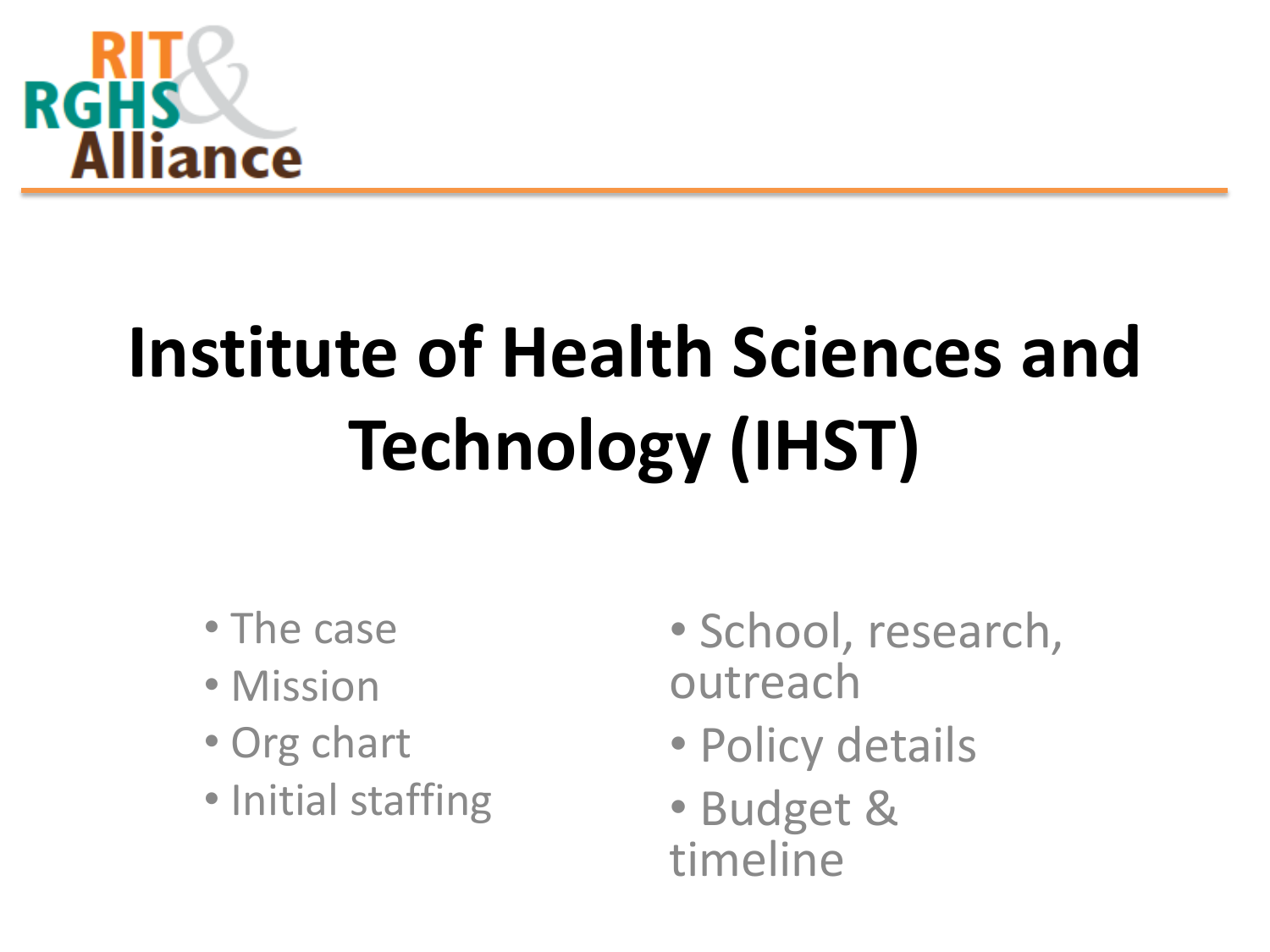RIT & RGHS Alliance

# Institute of Health Sciences and Technology (IHST)

- The case
- Mission
- Org chart
- Initial staffing
- School, research, outreach
- Policy details
- Budget & timeline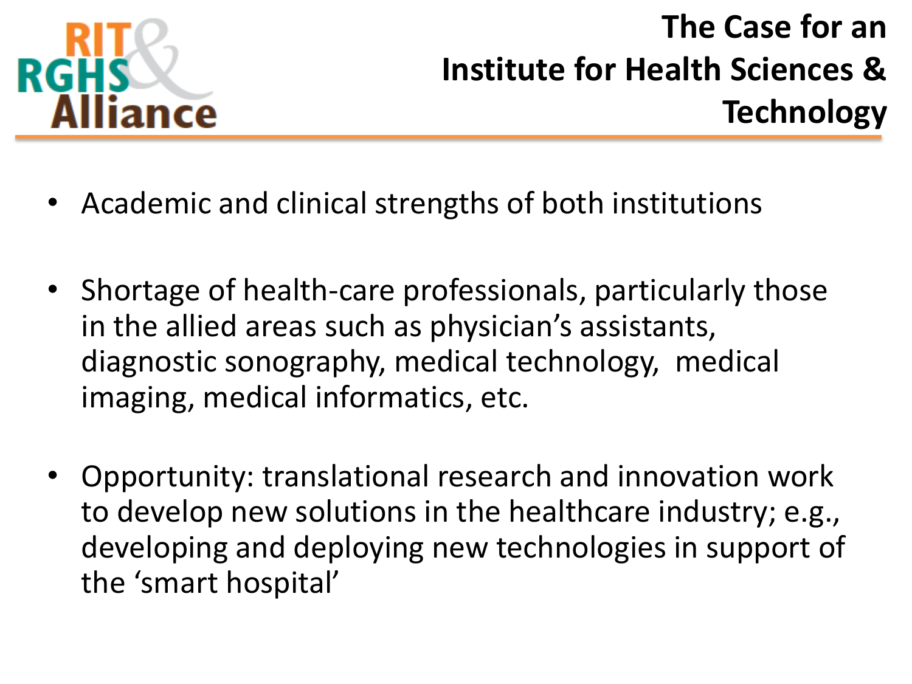# The Case for an Institute for Health Sciences & Technology

- Academic and clinical strengths of both institutions
- Shortage of health-care professionals, particularly those in the allied areas such as physician's assistants, diagnostic sonography, medical technology, medical imaging, medical informatics, etc.
- Opportunity: translational research and innovation work to develop new solutions in the healthcare industry; e.g., developing and deploying new technologies in support of the 'smart hospital'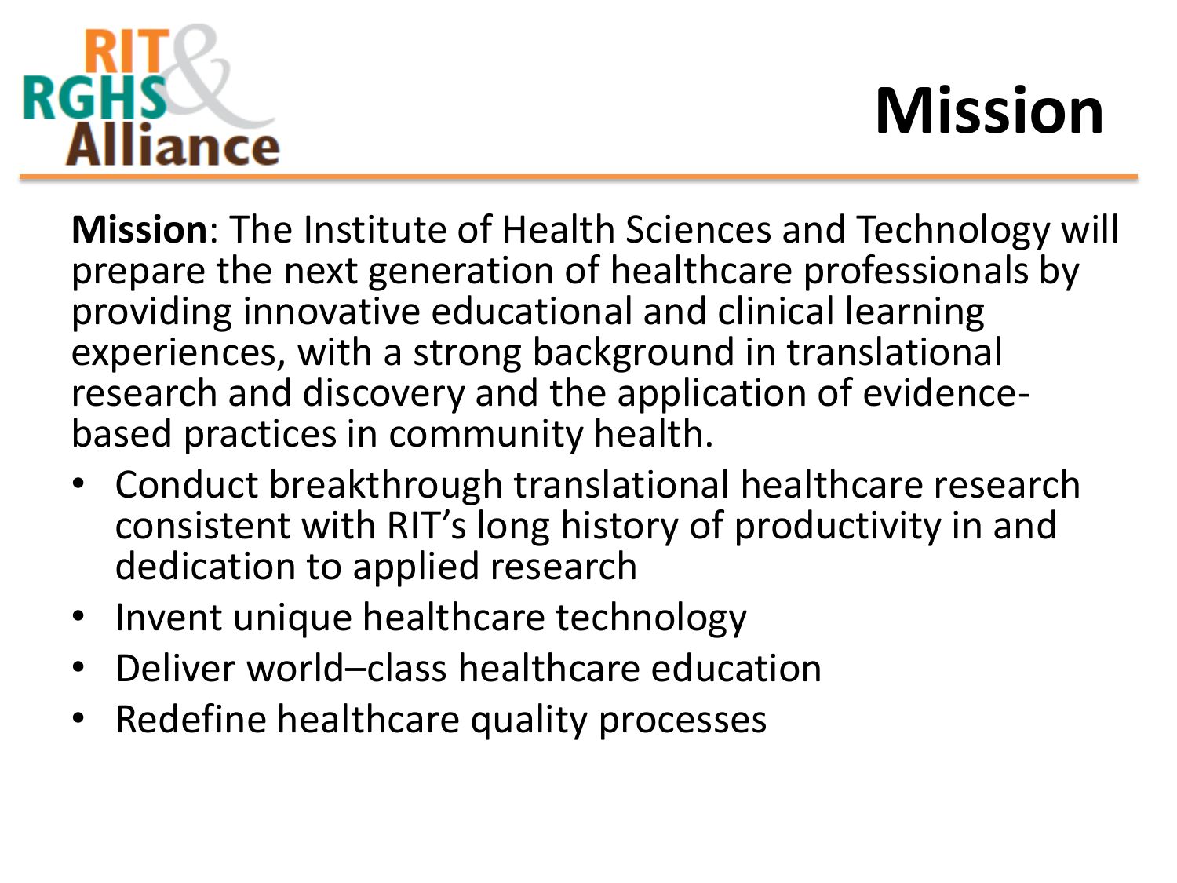RIT & RGHS Alliance

# Mission

**Mission**: The Institute of Health Sciences and Technology will prepare the next generation of healthcare professionals by providing innovative educational and clinical learning experiences, with a strong background in translational research and discovery and the application of evidence-based practices in community health.

- Conduct breakthrough translational healthcare research consistent with RIT's long history of productivity in and dedication to applied research
- Invent unique healthcare technology
- Deliver world–class healthcare education
- Redefine healthcare quality processes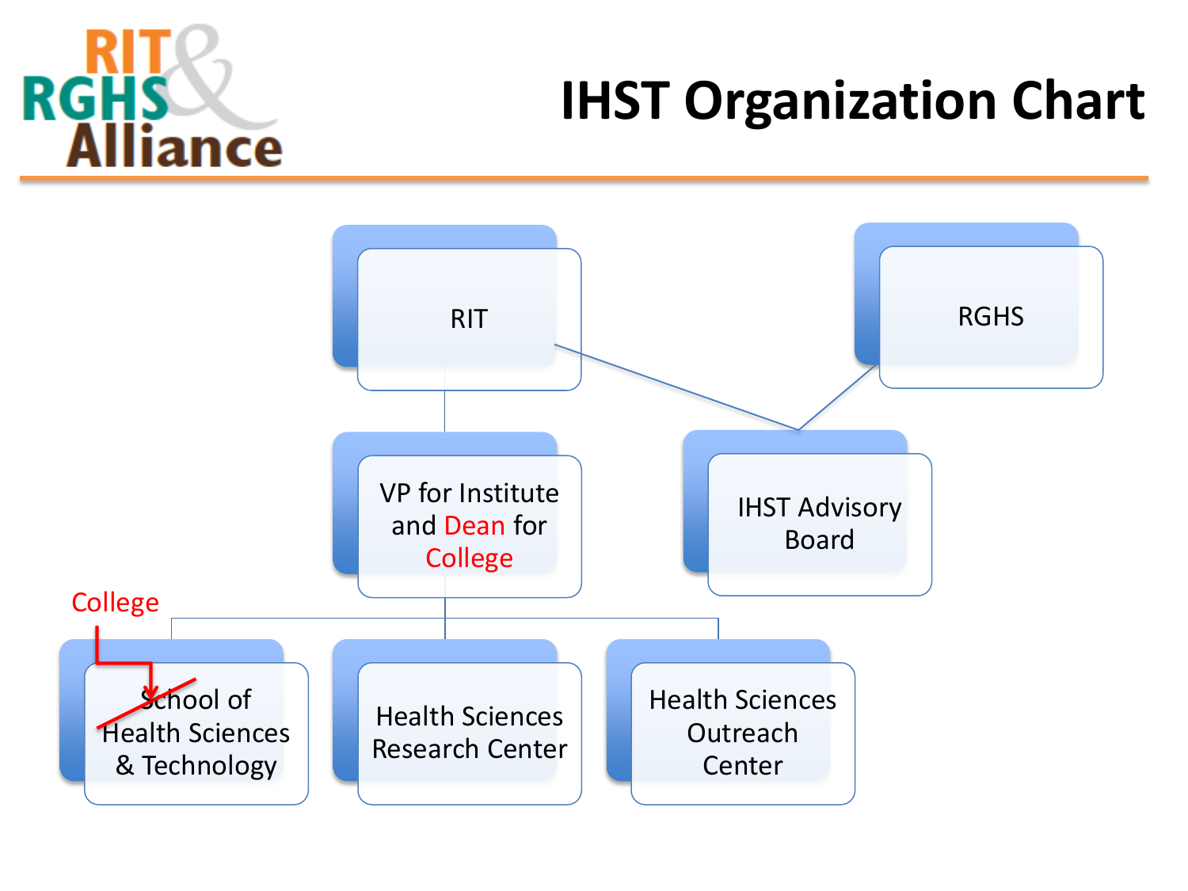# IHST Organization Chart

- RIT
  - VP for Institute and Dean for College
    - ~~School~~ College of Health Sciences & Technology
    - Health Sciences Research Center
    - Health Sciences Outreach Center
- RGHS
- IHST Advisory Board (linked to RIT and RGHS)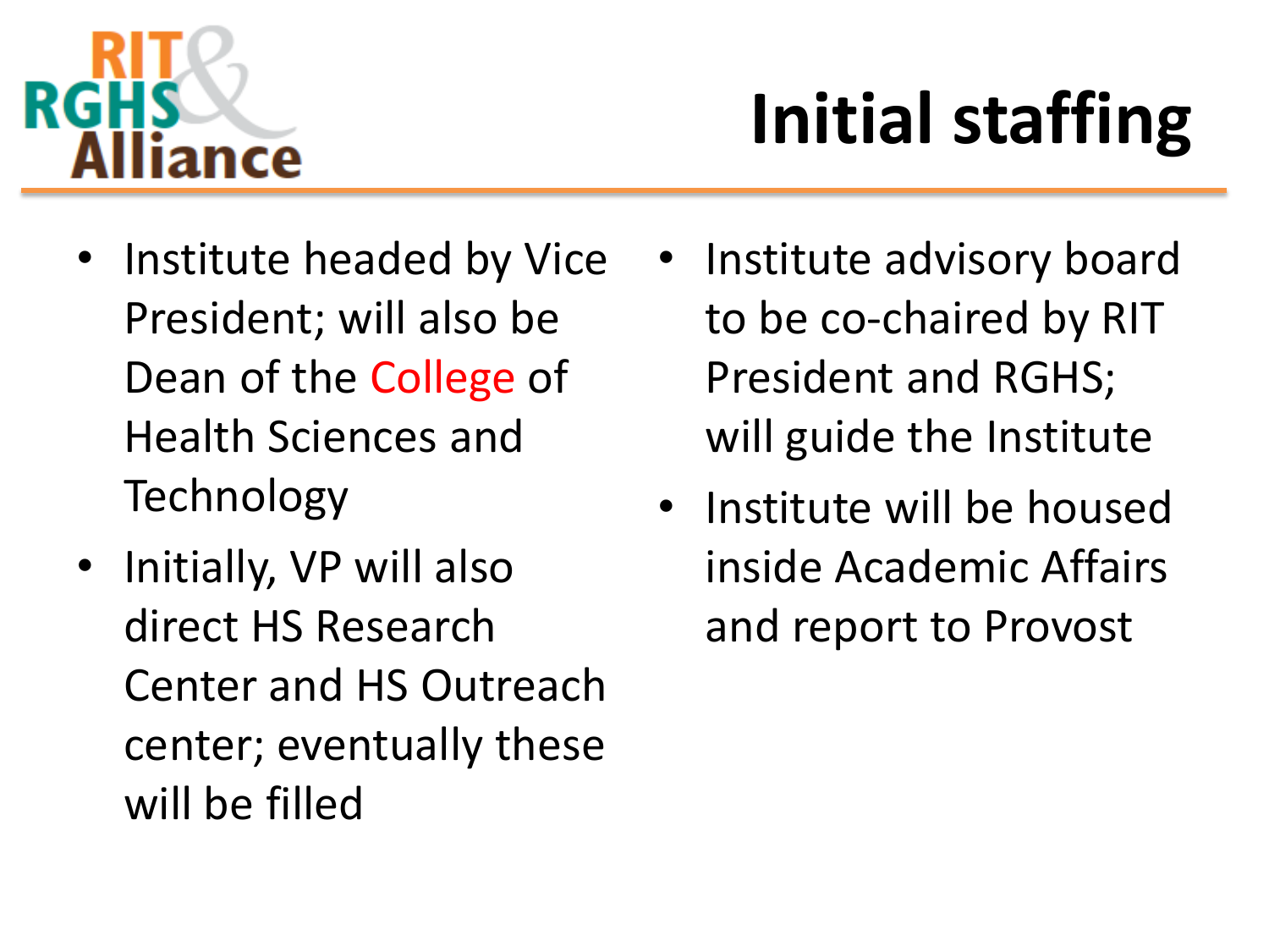# Initial staffing

- Institute headed by Vice President; will also be Dean of the College of Health Sciences and Technology
- Initially, VP will also direct HS Research Center and HS Outreach center; eventually these will be filled
- Institute advisory board to be co-chaired by RIT President and RGHS; will guide the Institute
- Institute will be housed inside Academic Affairs and report to Provost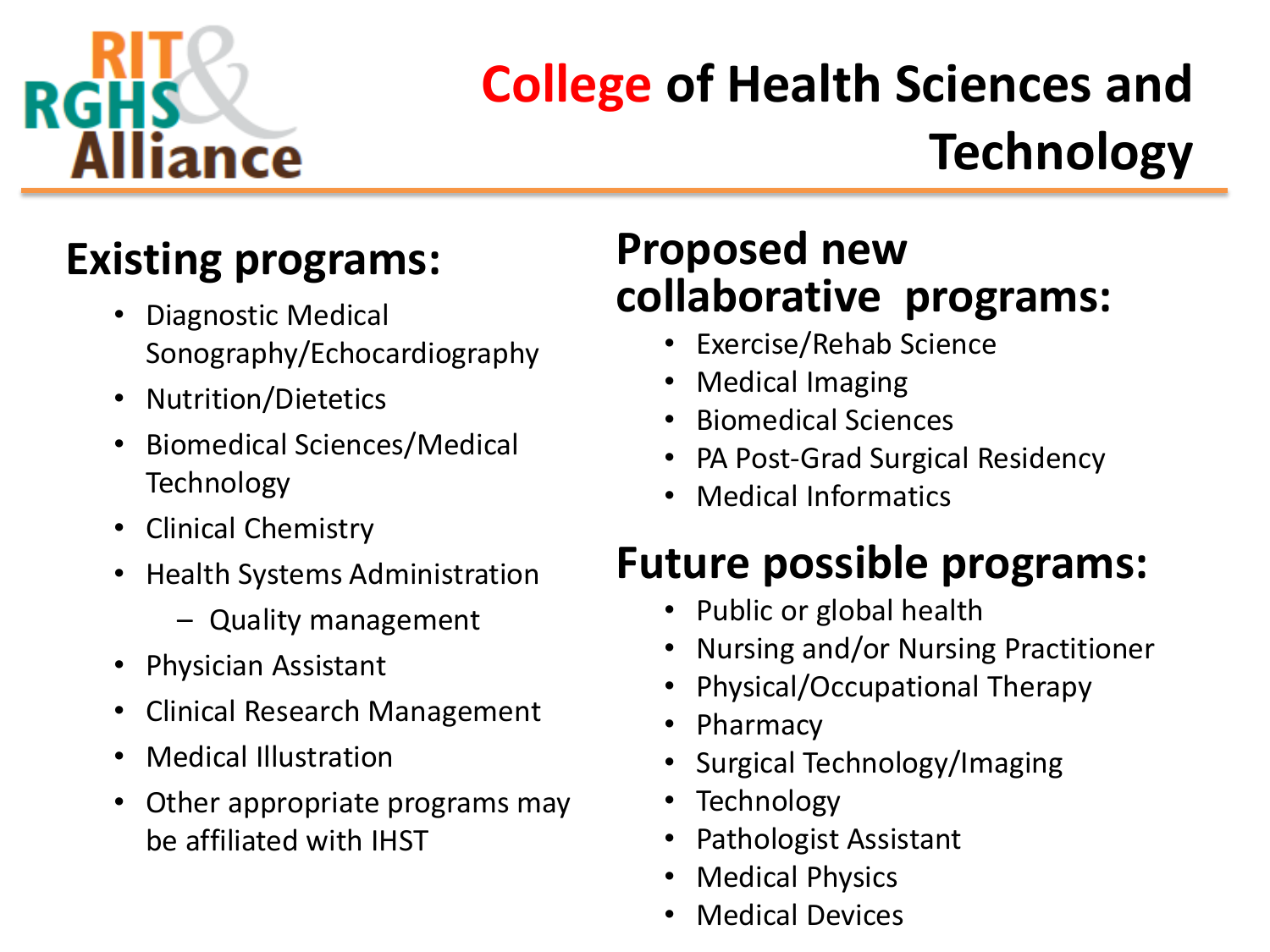RIT & RGHS Alliance

# College of Health Sciences and Technology

## Existing programs:

- Diagnostic Medical Sonography/Echocardiography
- Nutrition/Dietetics
- Biomedical Sciences/Medical Technology
- Clinical Chemistry
- Health Systems Administration
  - Quality management
- Physician Assistant
- Clinical Research Management
- Medical Illustration
- Other appropriate programs may be affiliated with IHST

## Proposed new collaborative programs:

- Exercise/Rehab Science
- Medical Imaging
- Biomedical Sciences
- PA Post-Grad Surgical Residency
- Medical Informatics

## Future possible programs:

- Public or global health
- Nursing and/or Nursing Practitioner
- Physical/Occupational Therapy
- Pharmacy
- Surgical Technology/Imaging
- Technology
- Pathologist Assistant
- Medical Physics
- Medical Devices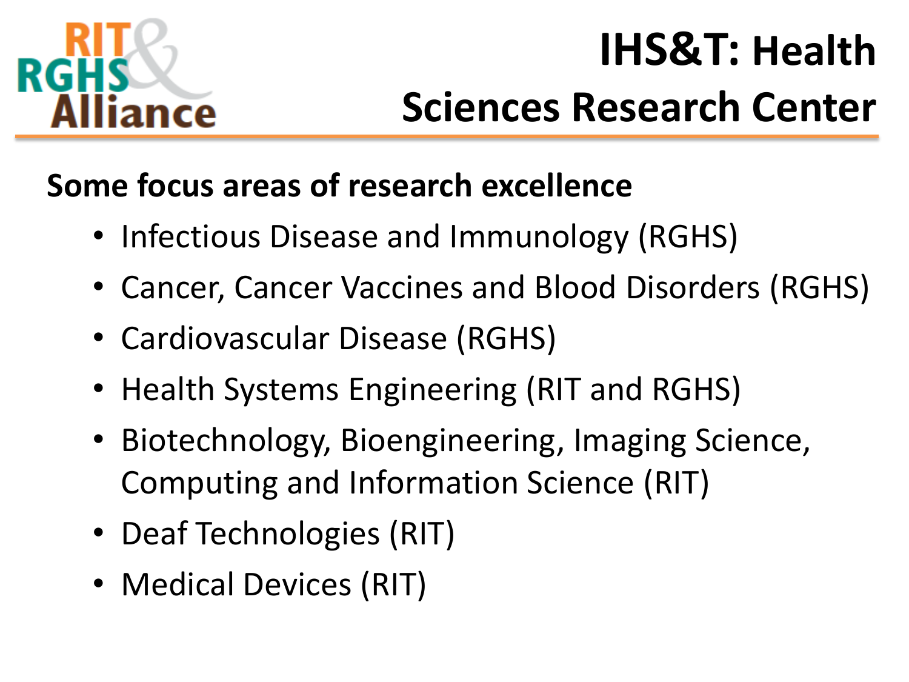RIT & RGHS Alliance

# IHS&T: Health Sciences Research Center

**Some focus areas of research excellence**

- Infectious Disease and Immunology (RGHS)
- Cancer, Cancer Vaccines and Blood Disorders (RGHS)
- Cardiovascular Disease (RGHS)
- Health Systems Engineering (RIT and RGHS)
- Biotechnology, Bioengineering, Imaging Science, Computing and Information Science (RIT)
- Deaf Technologies (RIT)
- Medical Devices (RIT)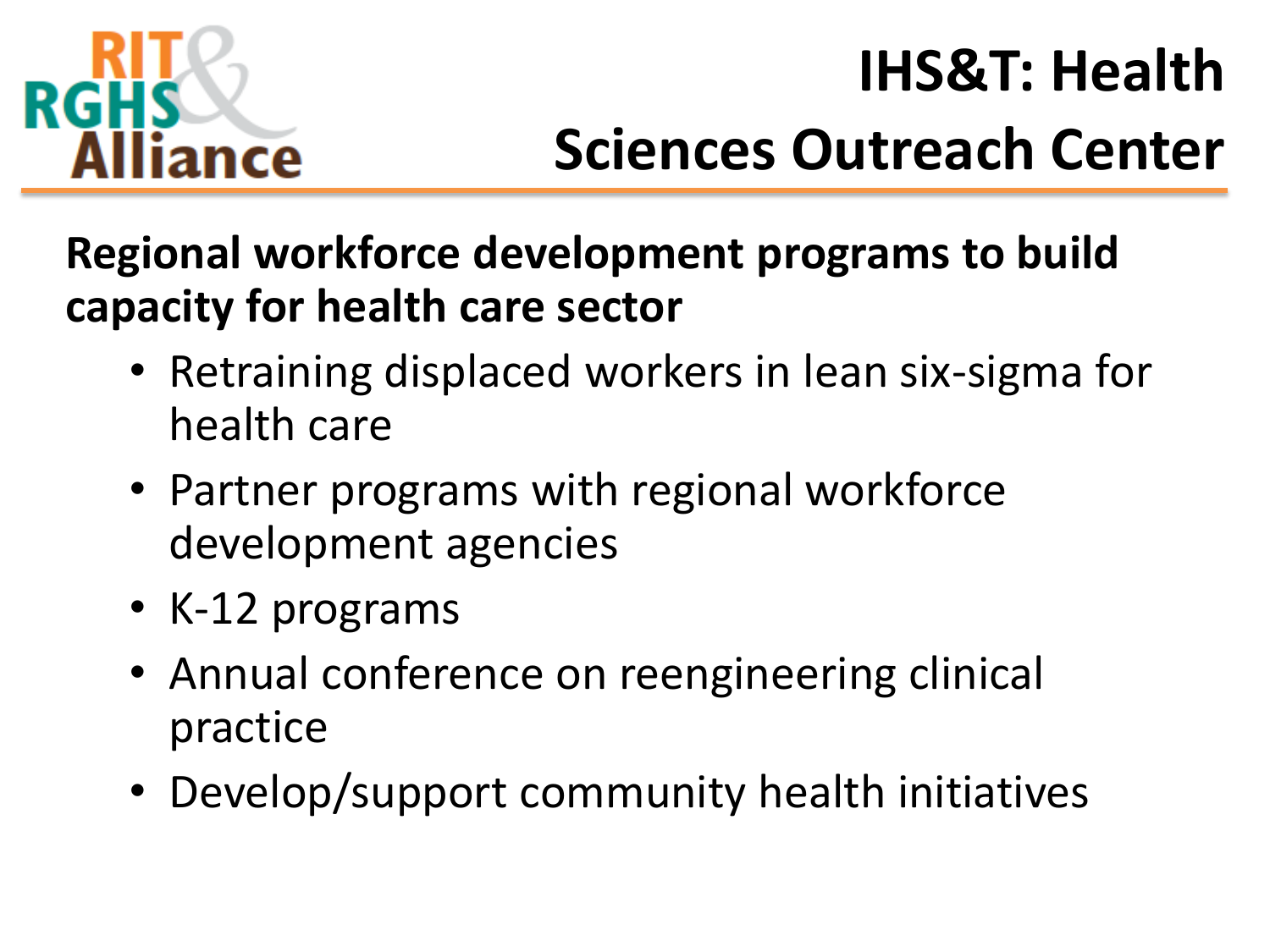# IHS&T: Health Sciences Outreach Center

**Regional workforce development programs to build capacity for health care sector**

- Retraining displaced workers in lean six-sigma for health care
- Partner programs with regional workforce development agencies
- K-12 programs
- Annual conference on reengineering clinical practice
- Develop/support community health initiatives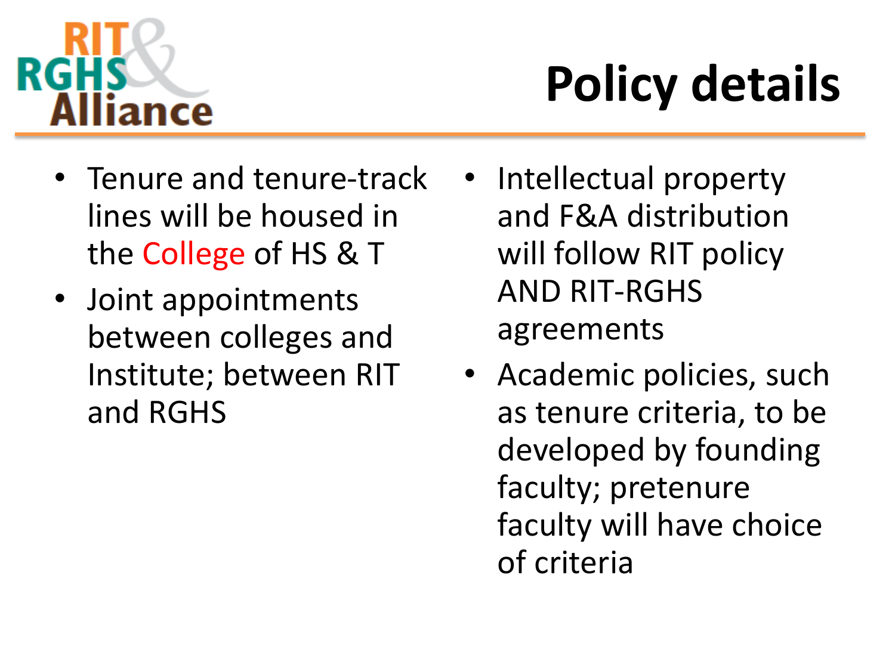RIT & RGHS Alliance

# Policy details

- Tenure and tenure-track lines will be housed in the College of HS & T
- Joint appointments between colleges and Institute; between RIT and RGHS
- Intellectual property and F&A distribution will follow RIT policy AND RIT-RGHS agreements
- Academic policies, such as tenure criteria, to be developed by founding faculty; pretenure faculty will have choice of criteria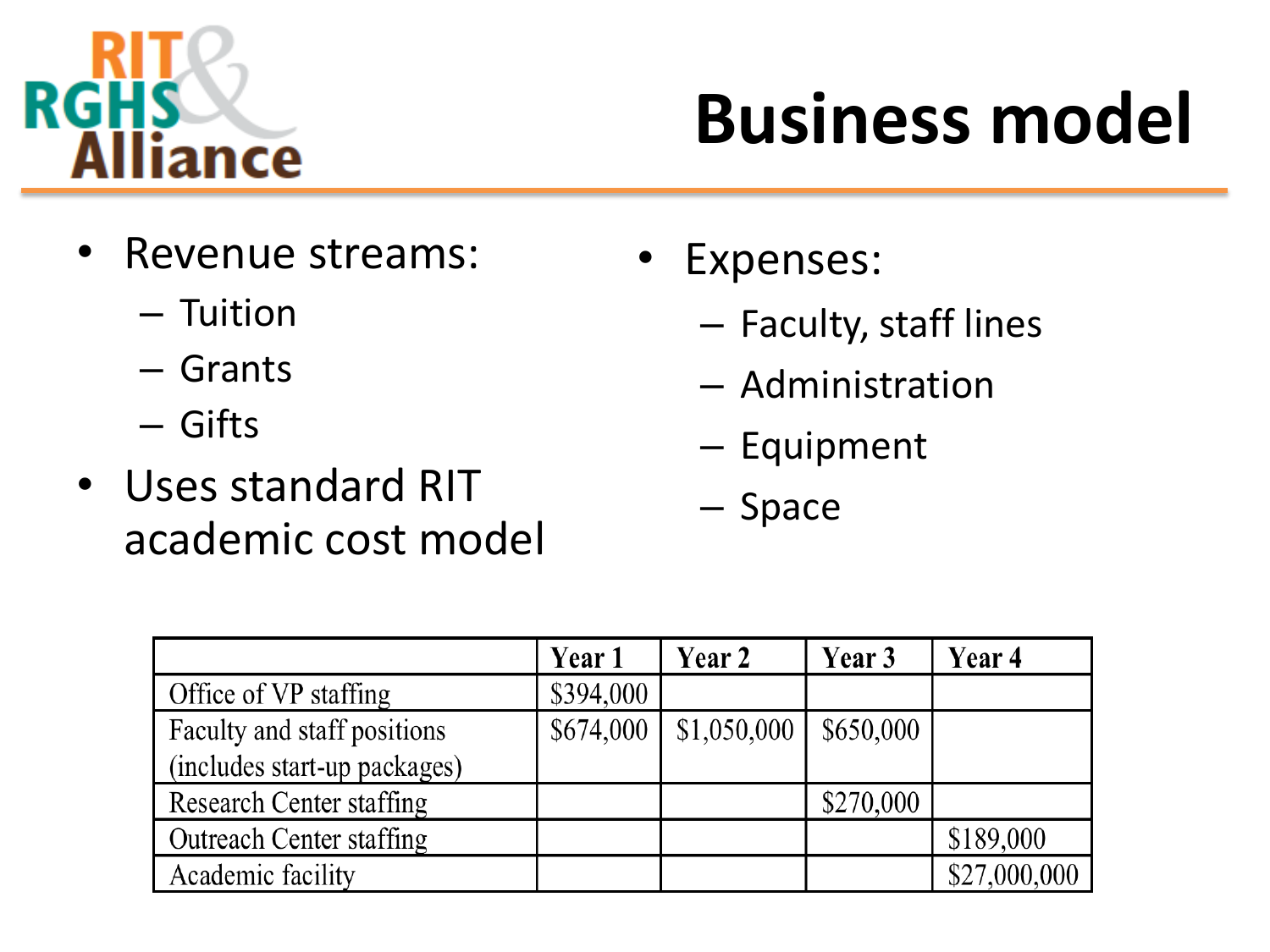RIT & RGHS Alliance

# Business model

- Revenue streams:
  - Tuition
  - Grants
  - Gifts
- Uses standard RIT academic cost model

- Expenses:
  - Faculty, staff lines
  - Administration
  - Equipment
  - Space

| | Year 1 | Year 2 | Year 3 | Year 4 |
|---|---|---|---|---|
| Office of VP staffing | $394,000 | | | |
| Faculty and staff positions (includes start-up packages) | $674,000 | $1,050,000 | $650,000 | |
| Research Center staffing | | | $270,000 | |
| Outreach Center staffing | | | | $189,000 |
| Academic facility | | | | $27,000,000 |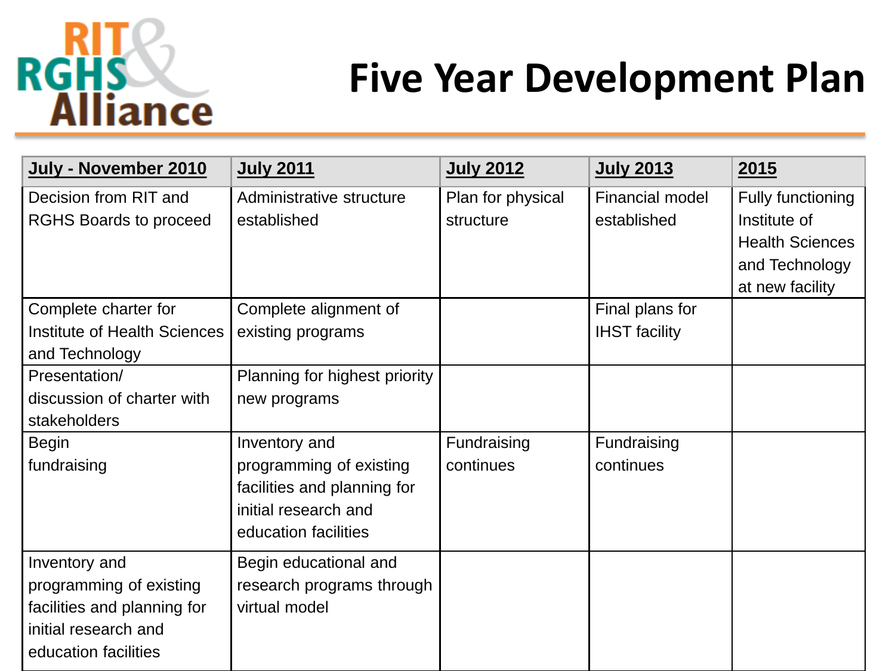RIT & RGHS Alliance

# Five Year Development Plan

| July - November 2010 | July 2011 | July 2012 | July 2013 | 2015 |
|---|---|---|---|---|
| Decision from RIT and RGHS Boards to proceed | Administrative structure established | Plan for physical structure | Financial model established | Fully functioning Institute of Health Sciences and Technology at new facility |
| Complete charter for Institute of Health Sciences and Technology | Complete alignment of existing programs | | Final plans for IHST facility | |
| Presentation/ discussion of charter with stakeholders | Planning for highest priority new programs | | | |
| Begin fundraising | Inventory and programming of existing facilities and planning for initial research and education facilities | Fundraising continues | Fundraising continues | |
| Inventory and programming of existing facilities and planning for initial research and education facilities | Begin educational and research programs through virtual model | | | |